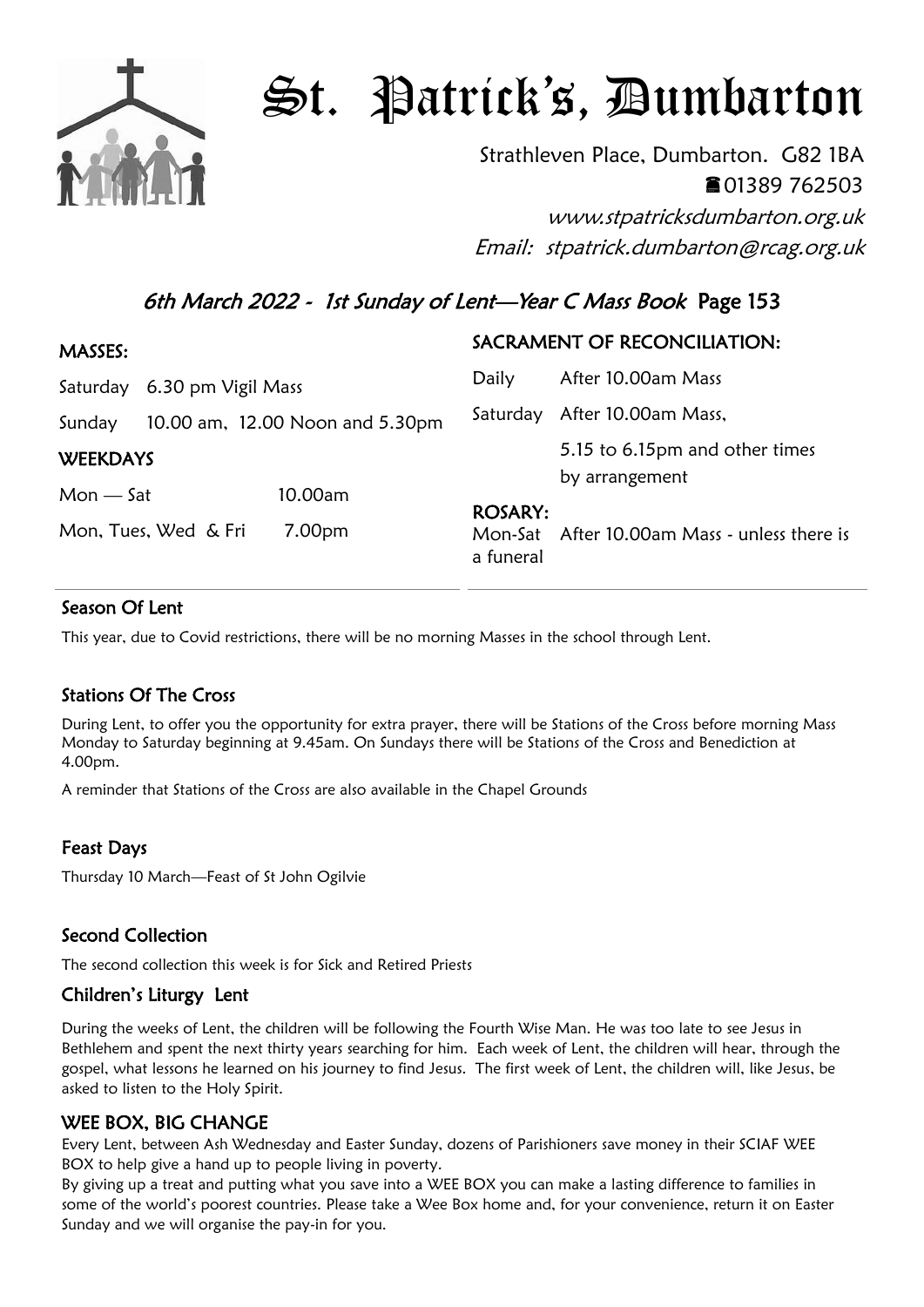# St. Patrick's, Dumbarton

Strathleven Place, Dumbarton. G82 1BA

☎01389 762503

*www.stpatricksdumbarton.org.uk*

*Email: stpatrick.dumbarton@rcag.org.uk*

## *6th March 2022 - 1st Sunday of Lent—Year C Mass Book* Page 153

### MASSES:

Saturday 6.30 pm Vigil Mass

Sunday 10.00 am, 12.00 Noon and 5.30pm

### WEEKDAYS

Mon — Sat 10.00am

Mon, Tues, Wed & Fri 7.00pm

### SACRAMENT OF RECONCILIATION:

Daily After 10.00am Mass

Saturday After 10.00am Mass,

5.15 to 6.15pm and other times by arrangement

### ROSARY:

Mon-Sat After 10.00am Mass - unless there is a funeral

## Season Of Lent

This year, due to Covid restrictions, there will be no morning Masses in the school through Lent.

## Stations Of The Cross

During Lent, to offer you the opportunity for extra prayer, there will be Stations of the Cross before morning Mass Monday to Saturday beginning at 9.45am. On Sundays there will be Stations of the Cross and Benediction at 4.00pm.

A reminder that Stations of the Cross are also available in the Chapel Grounds

## Feast Days

Thursday 10 March—Feast of St John Ogilvie

## Second Collection

The second collection this week is for Sick and Retired Priests

## Children's Liturgy Lent

During the weeks of Lent, the children will be following the Fourth Wise Man. He was too late to see Jesus in Bethlehem and spent the next thirty years searching for him. Each week of Lent, the children will hear, through the gospel, what lessons he learned on his journey to find Jesus. The first week of Lent, the children will, like Jesus, be asked to listen to the Holy Spirit.

## WEE BOX, BIG CHANGE

Every Lent, between Ash Wednesday and Easter Sunday, dozens of Parishioners save money in their SCIAF WEE BOX to help give a hand up to people living in poverty.

By giving up a treat and putting what you save into a WEE BOX you can make a lasting difference to families in some of the world's poorest countries. Please take a Wee Box home and, for your convenience, return it on Easter Sunday and we will organise the pay-in for you.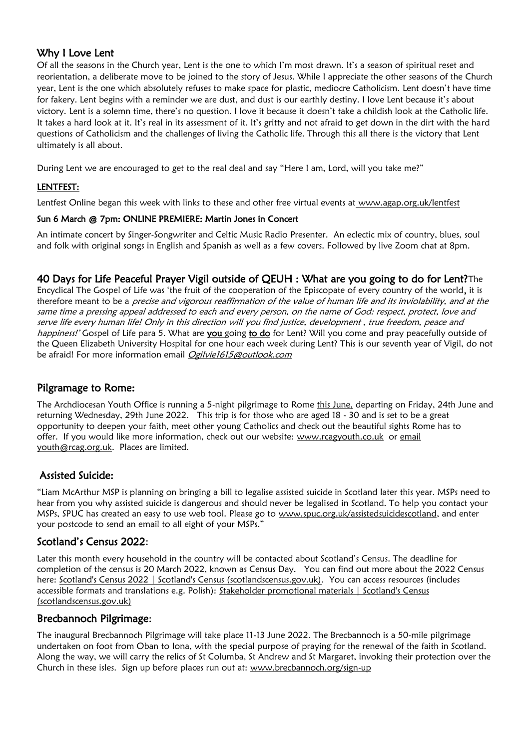## Why I Love Lent

Of all the seasons in the Church year, Lent is the one to which I'm most drawn. It's a season of spiritual reset and reorientation, a deliberate move to be joined to the story of Jesus. While I appreciate the other seasons of the Church year, Lent is the one which absolutely refuses to make space for plastic, mediocre Catholicism. Lent doesn't have time for fakery. Lent begins with a reminder we are dust, and dust is our earthly destiny. I love Lent because it's about victory. Lent is a solemn time, there's no question. I love it because it doesn't take a childish look at the Catholic life. It takes a hard look at it. It's real in its assessment of it. It's gritty and not afraid to get down in the dirt with the hard questions of Catholicism and the challenges of living the Catholic life. Through this all there is the victory that Lent ultimately is all about.

During Lent we are encouraged to get to the real deal and say "Here I am, Lord, will you take me?"

### LENTFEST:

Lentfest Online began this week with links to these and other free virtual events at www.agap.org.uk/lentfest

#### Sun 6 March @ 7pm: ONLINE PREMIERE: Martin Jones in Concert

An intimate concert by Singer-Songwriter and Celtic Music Radio Presenter. An eclectic mix of country, blues, soul and folk with original songs in English and Spanish as well as a few covers. Followed by live Zoom chat at 8pm.

## 40 Days for Life Peaceful Prayer Vigil outside of QEUH : What are you going to do for Lent?

The Encyclical The Gospel of Life was 'the fruit of the cooperation of the Episcopate of every country of the world, it is therefore meant to be a *precise and vigorous reaffirmation of the value of human life and its inviolability, and at the same time a pressing appeal addressed to each and every person, on the name of God: respect, protect, love and serve life every human life! Only in this direction will you find justice, development , true freedom, peace and happiness!'* Gospel of Life para 5. What are **you** going **to do** for Lent? Will you come and pray peacefully outside of the Queen Elizabeth University Hospital for one hour each week during Lent? This is our seventh year of Vigil, do not be afraid! For more information email *Ogilvie1615@outlook.com*

## Pilgramage to Rome:

The Archdiocesan Youth Office is running a 5-night pilgrimage to Rome this June, departing on Friday, 24th June and returning Wednesday, 29th June 2022. This trip is for those who are aged 18 - 30 and is set to be a great opportunity to deepen your faith, meet other young Catholics and check out the beautiful sights Rome has to offer. If you would like more information, check out our website: www.rcagyouth.co.uk or email youth@rcag.org.uk. Places are limited.

## Assisted Suicide:

"Liam McArthur MSP is planning on bringing a bill to legalise assisted suicide in Scotland later this year. MSPs need to hear from you why assisted suicide is dangerous and should never be legalised in Scotland. To help you contact your MSPs, SPUC has created an easy to use web tool. Please go to www.spuc.org.uk/assistedsuicidescotland, and enter your postcode to send an email to all eight of your MSPs."

## Scotland's Census 2022:

Later this month every household in the country will be contacted about Scotland's Census. The deadline for completion of the census is 20 March 2022, known as Census Day. You can find out more about the 2022 Census here: Scotland's Census 2022 | Scotland's Census (scotlandscensus.gov.uk). You can access resources (includes accessible formats and translations e.g. Polish): Stakeholder promotional materials | Scotland's Census (scotlandscensus.gov.uk)

## Brecbannoch Pilgrimage:

The inaugural Brecbannoch Pilgrimage will take place 11-13 June 2022. The Brecbannoch is a 50-mile pilgrimage undertaken on foot from Oban to Iona, with the special purpose of praying for the renewal of the faith in Scotland. Along the way, we will carry the relics of St Columba, St Andrew and St Margaret, invoking their protection over the Church in these isles. Sign up before places run out at: www.brecbannoch.org/sign-up